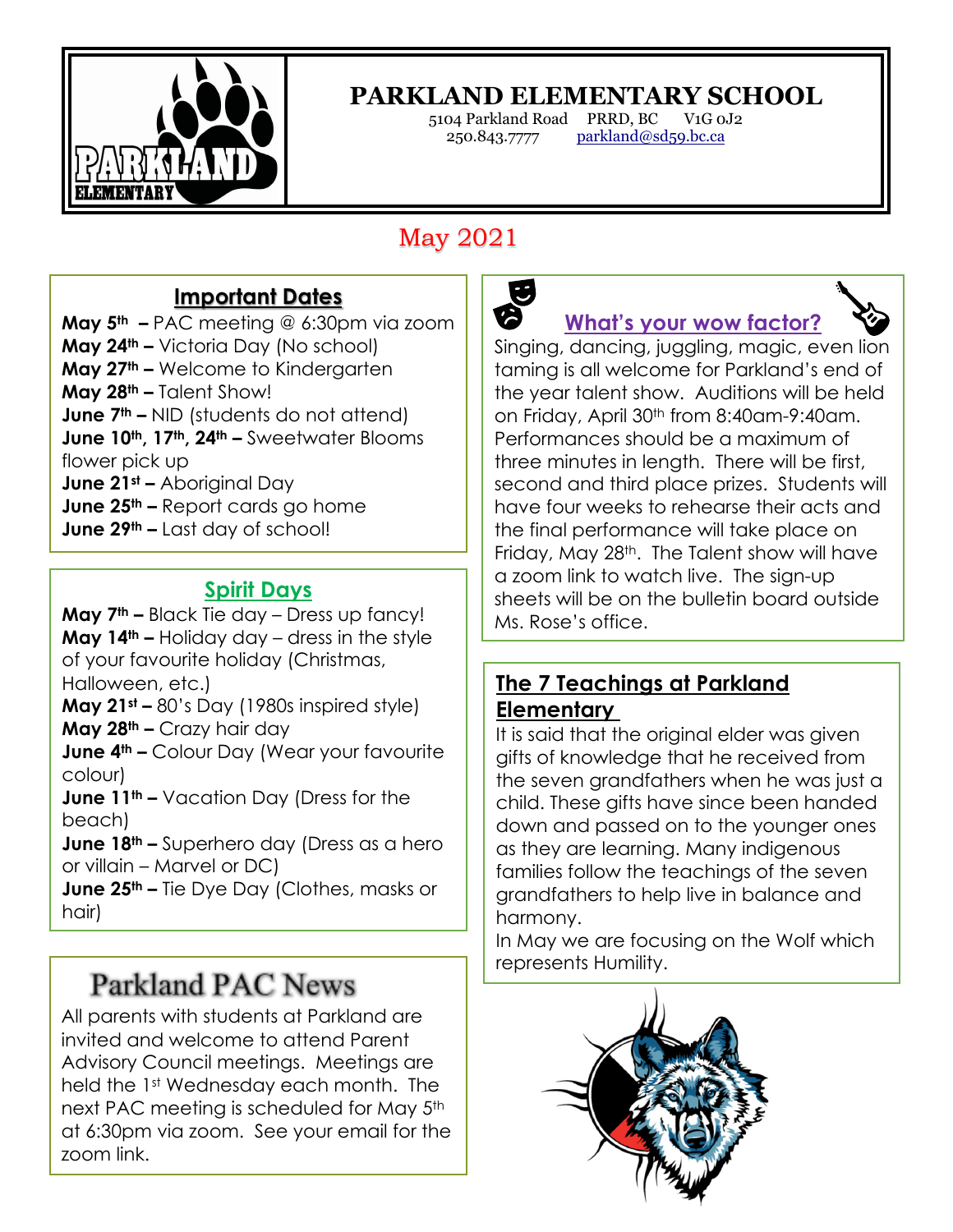# PARKLAND ELEMENTARY SCHOOL

5104 Parkland Road PRRD, BC V1G 0J2
250.843.7777 parkland@sd59.bc.ca

## May 2021

### Important Dates

**May 5th –** PAC meeting @ 6:30pm via zoom
**May 24th –** Victoria Day (No school)
**May 27th –** Welcome to Kindergarten
**May 28th –** Talent Show!
**June 7th –** NID (students do not attend)
**June 10th, 17th, 24th –** Sweetwater Blooms flower pick up
**June 21st –** Aboriginal Day
**June 25th –** Report cards go home
**June 29th –** Last day of school!

### Spirit Days

**May 7th –** Black Tie day – Dress up fancy!
**May 14th –** Holiday day – dress in the style of your favourite holiday (Christmas, Halloween, etc.)
**May 21st –** 80's Day (1980s inspired style)
**May 28th –** Crazy hair day
**June 4th –** Colour Day (Wear your favourite colour)
**June 11th –** Vacation Day (Dress for the beach)
**June 18th –** Superhero day (Dress as a hero or villain – Marvel or DC)
**June 25th –** Tie Dye Day (Clothes, masks or hair)

### Parkland PAC News

All parents with students at Parkland are invited and welcome to attend Parent Advisory Council meetings. Meetings are held the 1st Wednesday each month. The next PAC meeting is scheduled for May 5th at 6:30pm via zoom. See your email for the zoom link.

### What's your wow factor?

Singing, dancing, juggling, magic, even lion taming is all welcome for Parkland's end of the year talent show. Auditions will be held on Friday, April 30th from 8:40am-9:40am. Performances should be a maximum of three minutes in length. There will be first, second and third place prizes. Students will have four weeks to rehearse their acts and the final performance will take place on Friday, May 28th. The Talent show will have a zoom link to watch live. The sign-up sheets will be on the bulletin board outside Ms. Rose's office.

### The 7 Teachings at Parkland Elementary

It is said that the original elder was given gifts of knowledge that he received from the seven grandfathers when he was just a child. These gifts have since been handed down and passed on to the younger ones as they are learning. Many indigenous families follow the teachings of the seven grandfathers to help live in balance and harmony.

In May we are focusing on the Wolf which represents Humility.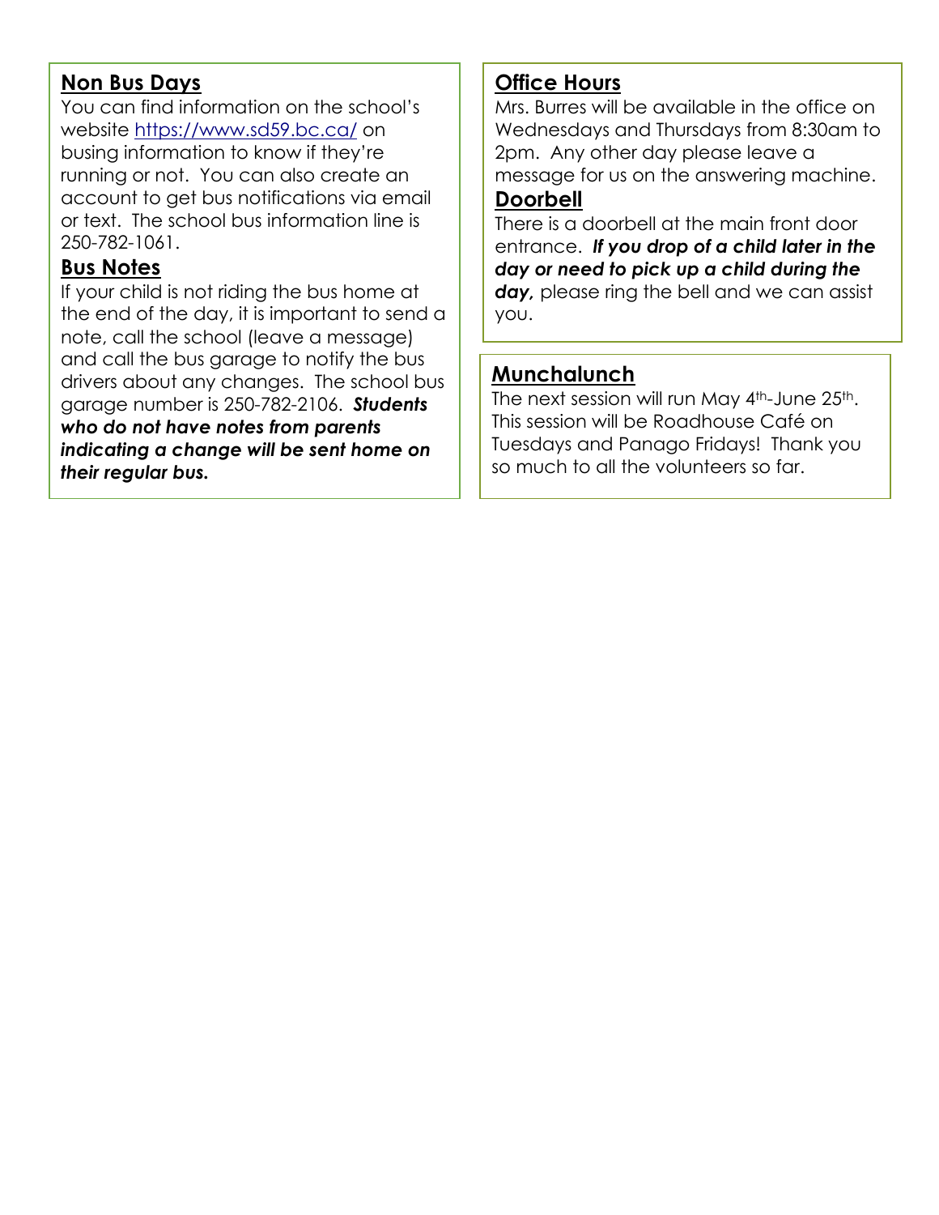## Non Bus Days

You can find information on the school's website https://www.sd59.bc.ca/ on busing information to know if they're running or not. You can also create an account to get bus notifications via email or text. The school bus information line is 250-782-1061.

## Bus Notes

If your child is not riding the bus home at the end of the day, it is important to send a note, call the school (leave a message) and call the bus garage to notify the bus drivers about any changes. The school bus garage number is 250-782-2106. ***Students who do not have notes from parents indicating a change will be sent home on their regular bus.***

## Office Hours

Mrs. Burres will be available in the office on Wednesdays and Thursdays from 8:30am to 2pm. Any other day please leave a message for us on the answering machine.

## Doorbell

There is a doorbell at the main front door entrance. ***If you drop of a child later in the day or need to pick up a child during the day,*** please ring the bell and we can assist you.

## Munchalunch

The next session will run May 4th-June 25th. This session will be Roadhouse Café on Tuesdays and Panago Fridays! Thank you so much to all the volunteers so far.